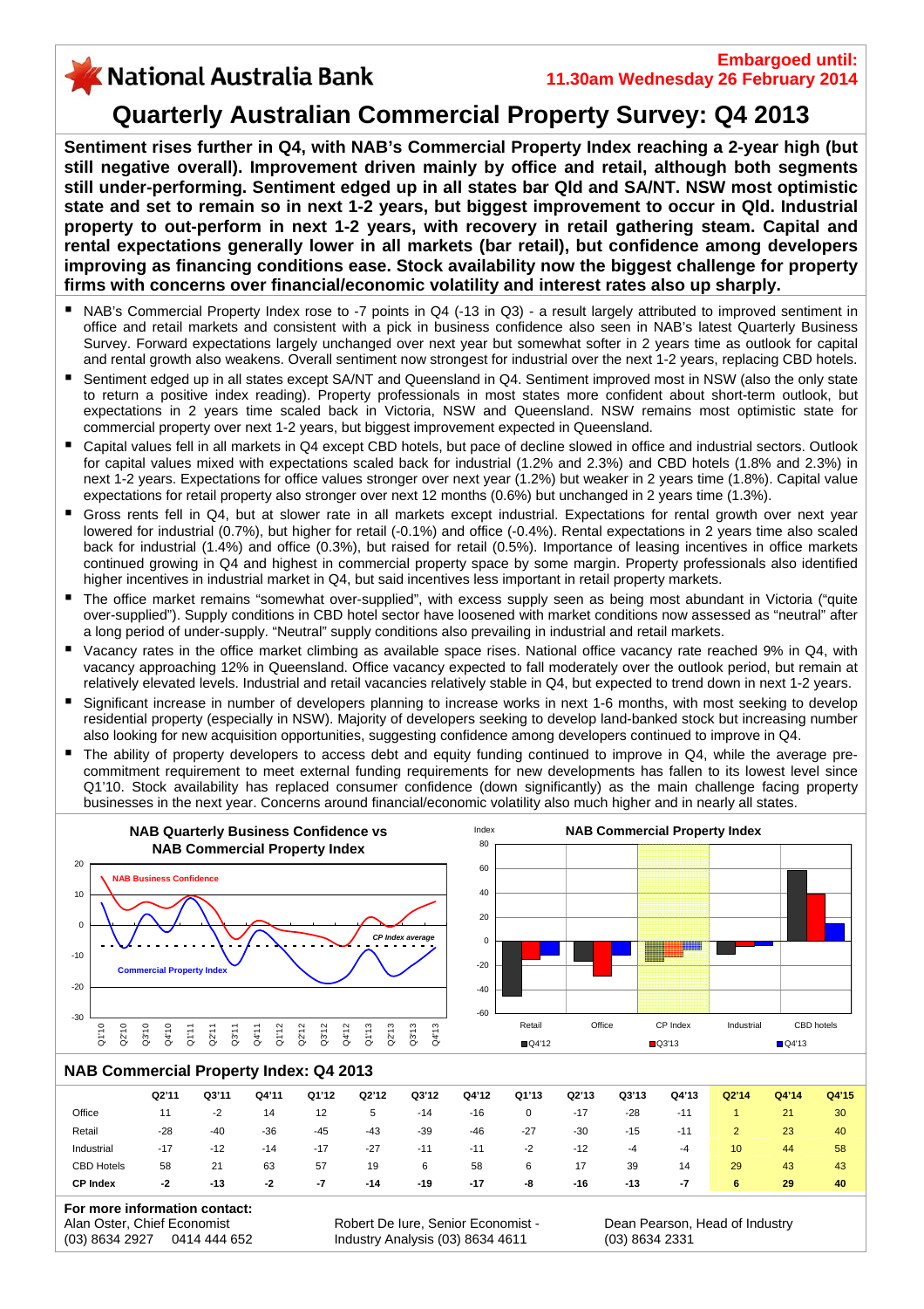National Australia Bank

**Embargoed until:**
**11.30am Wednesday 26 February 2014**

# Quarterly Australian Commercial Property Survey: Q4 2013

**Sentiment rises further in Q4, with NAB's Commercial Property Index reaching a 2-year high (but still negative overall). Improvement driven mainly by office and retail, although both segments still under-performing. Sentiment edged up in all states bar Qld and SA/NT. NSW most optimistic state and set to remain so in next 1-2 years, but biggest improvement to occur in Qld. Industrial property to out-perform in next 1-2 years, with recovery in retail gathering steam. Capital and rental expectations generally lower in all markets (bar retail), but confidence among developers improving as financing conditions ease. Stock availability now the biggest challenge for property firms with concerns over financial/economic volatility and interest rates also up sharply.**

- NAB's Commercial Property Index rose to -7 points in Q4 (-13 in Q3) - a result largely attributed to improved sentiment in office and retail markets and consistent with a pick in business confidence also seen in NAB's latest Quarterly Business Survey. Forward expectations largely unchanged over next year but somewhat softer in 2 years time as outlook for capital and rental growth also weakens. Overall sentiment now strongest for industrial over the next 1-2 years, replacing CBD hotels.
- Sentiment edged up in all states except SA/NT and Queensland in Q4. Sentiment improved most in NSW (also the only state to return a positive index reading). Property professionals in most states more confident about short-term outlook, but expectations in 2 years time scaled back in Victoria, NSW and Queensland. NSW remains most optimistic state for commercial property over next 1-2 years, but biggest improvement expected in Queensland.
- Capital values fell in all markets in Q4 except CBD hotels, but pace of decline slowed in office and industrial sectors. Outlook for capital values mixed with expectations scaled back for industrial (1.2% and 2.3%) and CBD hotels (1.8% and 2.3%) in next 1-2 years. Expectations for office values stronger over next year (1.2%) but weaker in 2 years time (1.8%). Capital value expectations for retail property also stronger over next 12 months (0.6%) but unchanged in 2 years time (1.3%).
- Gross rents fell in Q4, but at slower rate in all markets except industrial. Expectations for rental growth over next year lowered for industrial (0.7%), but higher for retail (-0.1%) and office (-0.4%). Rental expectations in 2 years time also scaled back for industrial (1.4%) and office (0.3%), but raised for retail (0.5%). Importance of leasing incentives in office markets continued growing in Q4 and highest in commercial property space by some margin. Property professionals also identified higher incentives in industrial market in Q4, but said incentives less important in retail property markets.
- The office market remains "somewhat over-supplied", with excess supply seen as being most abundant in Victoria ("quite over-supplied"). Supply conditions in CBD hotel sector have loosened with market conditions now assessed as "neutral" after a long period of under-supply. "Neutral" supply conditions also prevailing in industrial and retail markets.
- Vacancy rates in the office market climbing as available space rises. National office vacancy rate reached 9% in Q4, with vacancy approaching 12% in Queensland. Office vacancy expected to fall moderately over the outlook period, but remain at relatively elevated levels. Industrial and retail vacancies relatively stable in Q4, but expected to trend down in next 1-2 years.
- Significant increase in number of developers planning to increase works in next 1-6 months, with most seeking to develop residential property (especially in NSW). Majority of developers seeking to develop land-banked stock but increasing number also looking for new acquisition opportunities, suggesting confidence among developers continued to improve in Q4.
- The ability of property developers to access debt and equity funding continued to improve in Q4, while the average pre-commitment requirement to meet external funding requirements for new developments has fallen to its lowest level since Q1'10. Stock availability has replaced consumer confidence (down significantly) as the main challenge facing property businesses in the next year. Concerns around financial/economic volatility also much higher and in nearly all states.

**NAB Quarterly Business Confidence vs NAB Commercial Property Index**

**NAB Commercial Property Index**

## NAB Commercial Property Index: Q4 2013

| | Q2'11 | Q3'11 | Q4'11 | Q1'12 | Q2'12 | Q3'12 | Q4'12 | Q1'13 | Q2'13 | Q3'13 | Q4'13 | Q2'14 | Q4'14 | Q4'15 |
|---|---|---|---|---|---|---|---|---|---|---|---|---|---|---|
| Office | 11 | -2 | 14 | 12 | 5 | -14 | -16 | 0 | -17 | -28 | -11 | 1 | 21 | 30 |
| Retail | -28 | -40 | -36 | -45 | -43 | -39 | -46 | -27 | -30 | -15 | -11 | 2 | 23 | 40 |
| Industrial | -17 | -12 | -14 | -17 | -27 | -11 | -11 | -2 | -12 | -4 | -4 | 10 | 44 | 58 |
| CBD Hotels | 58 | 21 | 63 | 57 | 19 | 6 | 58 | 6 | 17 | 39 | 14 | 29 | 43 | 43 |
| **CP Index** | **-2** | **-13** | **-2** | **-7** | **-14** | **-19** | **-17** | **-8** | **-16** | **-13** | **-7** | **6** | **29** | **40** |

**For more information contact:**

Alan Oster, Chief Economist
(03) 8634 2927 0414 444 652

Robert De Iure, Senior Economist - Industry Analysis (03) 8634 4611

Dean Pearson, Head of Industry
(03) 8634 2331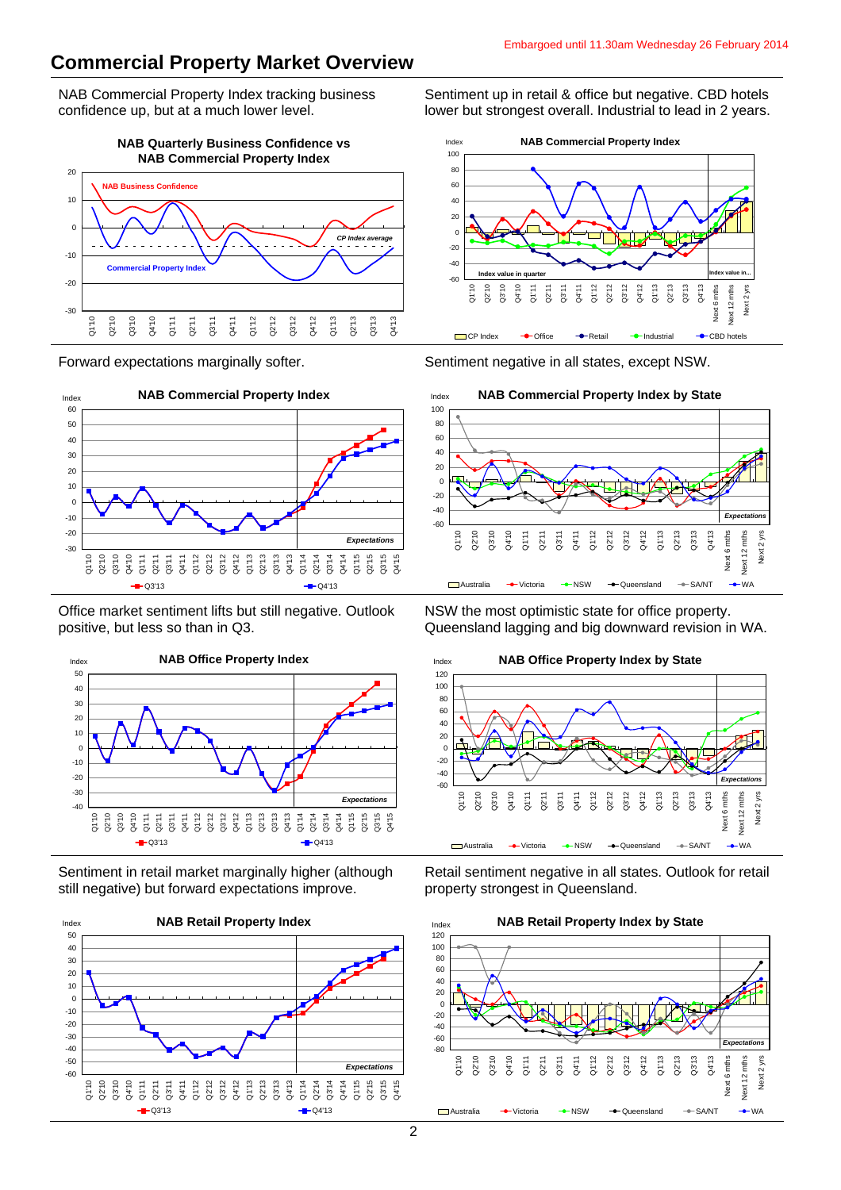# Commercial Property Market Overview

NAB Commercial Property Index tracking business confidence up, but at a much lower level.

**NAB Quarterly Business Confidence vs NAB Commercial Property Index**

Sentiment up in retail & office but negative. CBD hotels lower but strongest overall. Industrial to lead in 2 years.

**NAB Commercial Property Index**

Forward expectations marginally softer.

**NAB Commercial Property Index**

Sentiment negative in all states, except NSW.

**NAB Commercial Property Index by State**

Office market sentiment lifts but still negative. Outlook positive, but less so than in Q3.

**NAB Office Property Index**

NSW the most optimistic state for office property. Queensland lagging and big downward revision in WA.

**NAB Office Property Index by State**

Sentiment in retail market marginally higher (although still negative) but forward expectations improve.

**NAB Retail Property Index**

Retail sentiment negative in all states. Outlook for retail property strongest in Queensland.

**NAB Retail Property Index by State**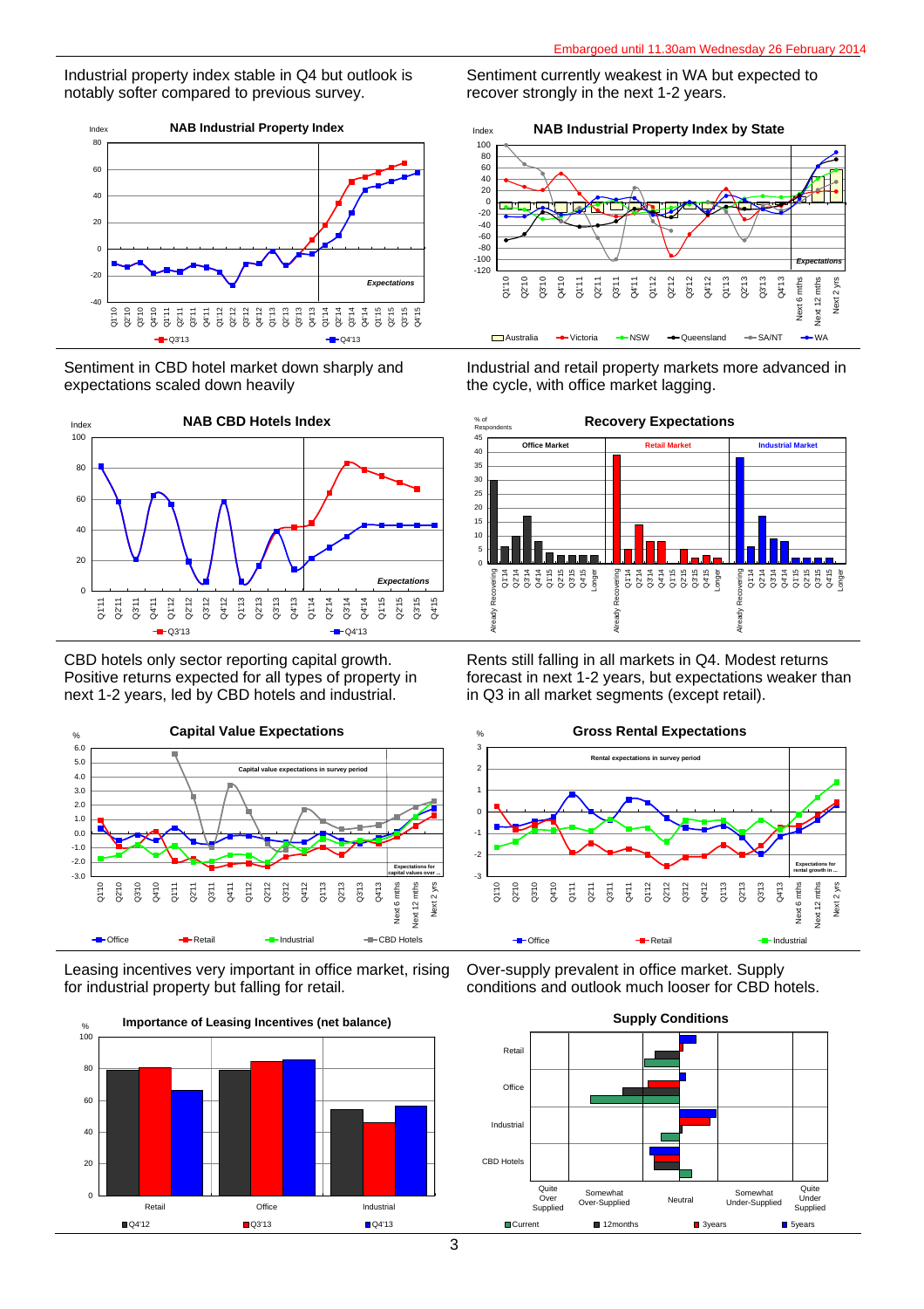Industrial property index stable in Q4 but outlook is notably softer compared to previous survey.

**NAB Industrial Property Index**

Sentiment currently weakest in WA but expected to recover strongly in the next 1-2 years.

**NAB Industrial Property Index by State**

Sentiment in CBD hotel market down sharply and expectations scaled down heavily

**NAB CBD Hotels Index**

Industrial and retail property markets more advanced in the cycle, with office market lagging.

**Recovery Expectations**

CBD hotels only sector reporting capital growth. Positive returns expected for all types of property in next 1-2 years, led by CBD hotels and industrial.

**Capital Value Expectations**

Rents still falling in all markets in Q4. Modest returns forecast in next 1-2 years, but expectations weaker than in Q3 in all market segments (except retail).

**Gross Rental Expectations**

Leasing incentives very important in office market, rising for industrial property but falling for retail.

**Importance of Leasing Incentives (net balance)**

Over-supply prevalent in office market. Supply conditions and outlook much looser for CBD hotels.

**Supply Conditions**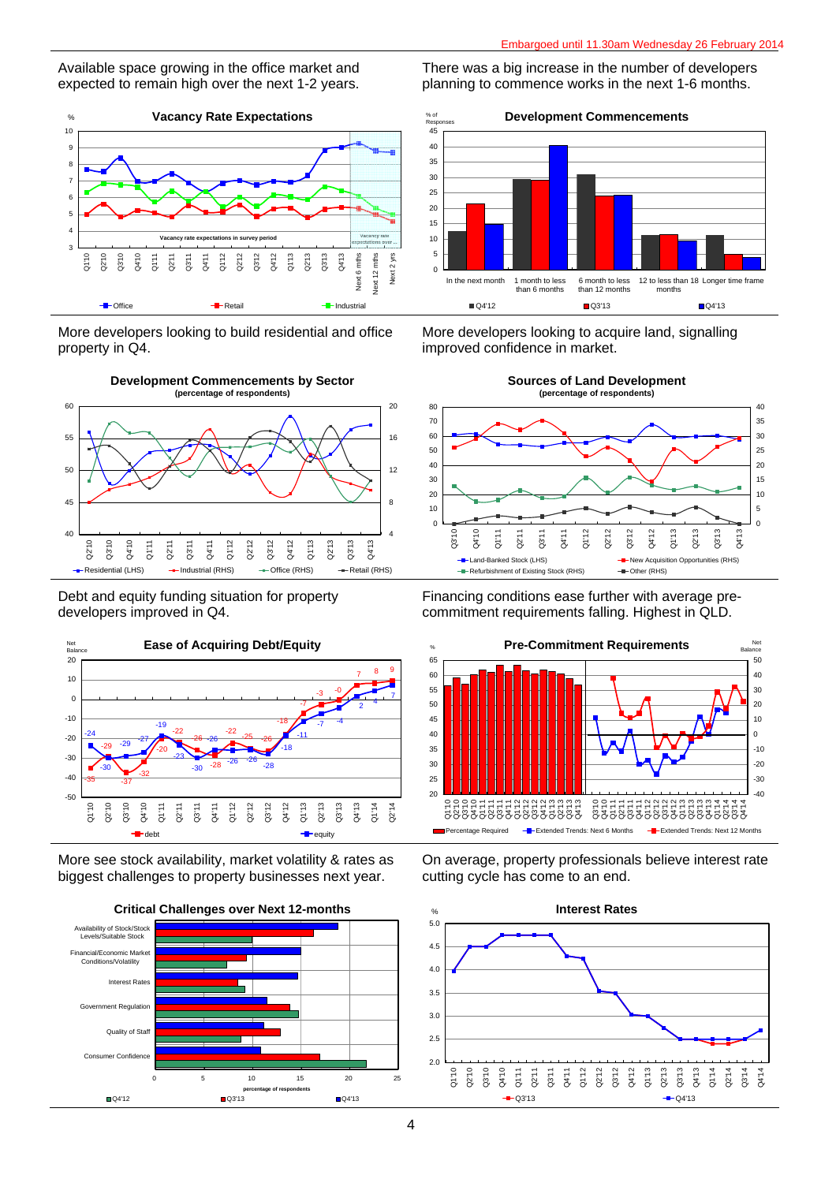Embargoed until 11.30am Wednesday 26 February 2014

Available space growing in the office market and expected to remain high over the next 1-2 years.

**Vacancy Rate Expectations**

There was a big increase in the number of developers planning to commence works in the next 1-6 months.

**Development Commencements**

More developers looking to build residential and office property in Q4.

**Development Commencements by Sector**
(percentage of respondents)

More developers looking to acquire land, signalling improved confidence in market.

**Sources of Land Development**
(percentage of respondents)

Debt and equity funding situation for property developers improved in Q4.

**Ease of Acquiring Debt/Equity**

Financing conditions ease further with average pre-commitment requirements falling. Highest in QLD.

**Pre-Commitment Requirements**

More see stock availability, market volatility & rates as biggest challenges to property businesses next year.

**Critical Challenges over Next 12-months**

On average, property professionals believe interest rate cutting cycle has come to an end.

**Interest Rates**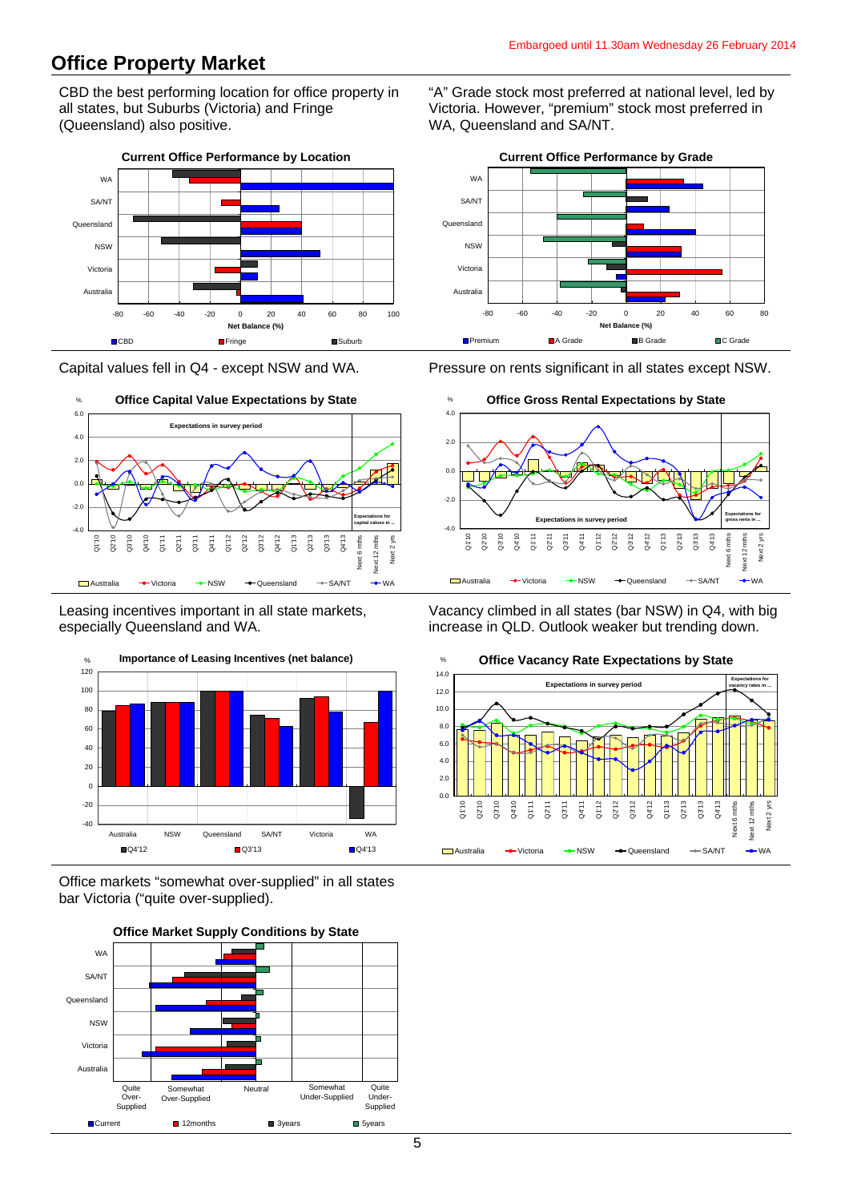Embargoed until 11.30am Wednesday 26 February 2014

# Office Property Market

CBD the best performing location for office property in all states, but Suburbs (Victoria) and Fringe (Queensland) also positive.

**Current Office Performance by Location**

"A" Grade stock most preferred at national level, led by Victoria. However, "premium" stock most preferred in WA, Queensland and SA/NT.

**Current Office Performance by Grade**

Capital values fell in Q4 - except NSW and WA.

**Office Capital Value Expectations by State**

Pressure on rents significant in all states except NSW.

**Office Gross Rental Expectations by State**

Leasing incentives important in all state markets, especially Queensland and WA.

**Importance of Leasing Incentives (net balance)**

Vacancy climbed in all states (bar NSW) in Q4, with big increase in QLD. Outlook weaker but trending down.

**Office Vacancy Rate Expectations by State**

Office markets "somewhat over-supplied" in all states bar Victoria ("quite over-supplied).

**Office Market Supply Conditions by State**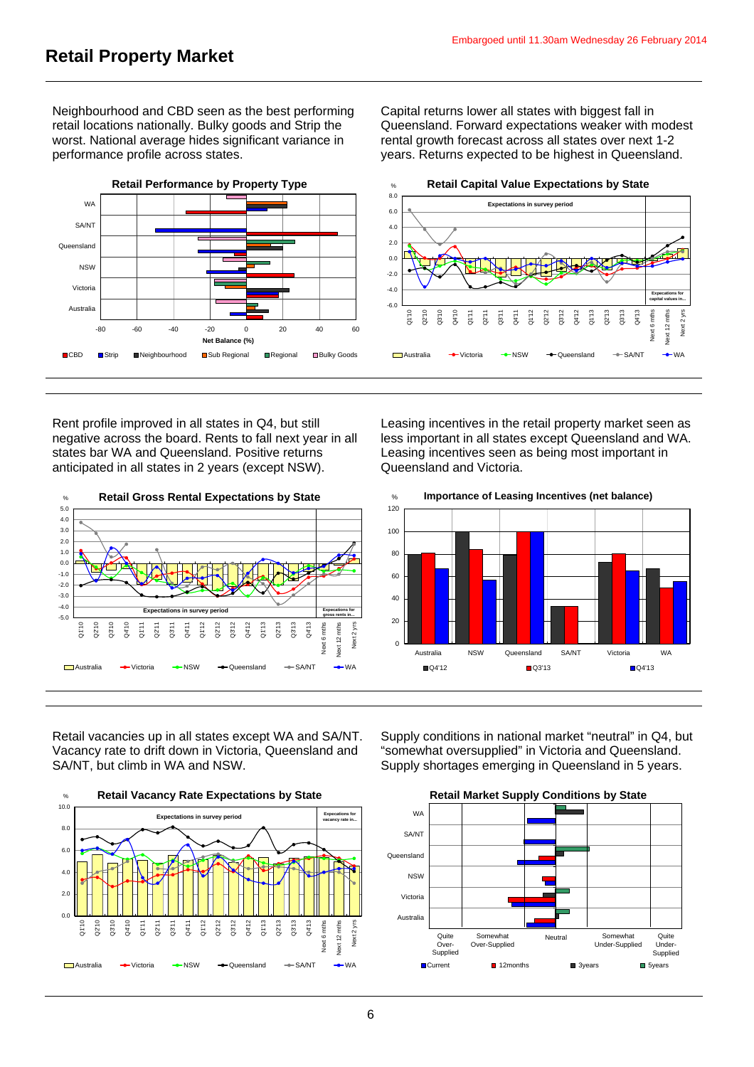Embargoed until 11.30am Wednesday 26 February 2014

# Retail Property Market

Neighbourhood and CBD seen as the best performing retail locations nationally. Bulky goods and Strip the worst. National average hides significant variance in performance profile across states.

**Retail Performance by Property Type**

Capital returns lower all states with biggest fall in Queensland. Forward expectations weaker with modest rental growth forecast across all states over next 1-2 years. Returns expected to be highest in Queensland.

**Retail Capital Value Expectations by State**

Rent profile improved in all states in Q4, but still negative across the board. Rents to fall next year in all states bar WA and Queensland. Positive returns anticipated in all states in 2 years (except NSW).

**Retail Gross Rental Expectations by State**

Leasing incentives in the retail property market seen as less important in all states except Queensland and WA. Leasing incentives seen as being most important in Queensland and Victoria.

**Importance of Leasing Incentives (net balance)**

Retail vacancies up in all states except WA and SA/NT. Vacancy rate to drift down in Victoria, Queensland and SA/NT, but climb in WA and NSW.

**Retail Vacancy Rate Expectations by State**

Supply conditions in national market "neutral" in Q4, but "somewhat oversupplied" in Victoria and Queensland. Supply shortages emerging in Queensland in 5 years.

**Retail Market Supply Conditions by State**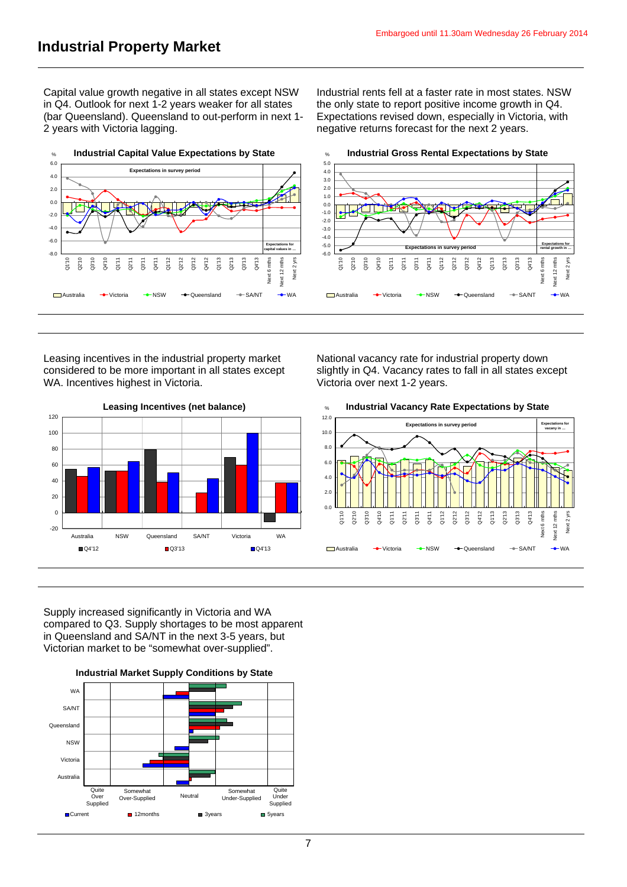Embargoed until 11.30am Wednesday 26 February 2014

# Industrial Property Market

Capital value growth negative in all states except NSW in Q4. Outlook for next 1-2 years weaker for all states (bar Queensland). Queensland to out-perform in next 1-2 years with Victoria lagging.

**Industrial Capital Value Expectations by State**

Industrial rents fell at a faster rate in most states. NSW the only state to report positive income growth in Q4. Expectations revised down, especially in Victoria, with negative returns forecast for the next 2 years.

**Industrial Gross Rental Expectations by State**

Leasing incentives in the industrial property market considered to be more important in all states except WA. Incentives highest in Victoria.

**Leasing Incentives (net balance)**

National vacancy rate for industrial property down slightly in Q4. Vacancy rates to fall in all states except Victoria over next 1-2 years.

**Industrial Vacancy Rate Expectations by State**

Supply increased significantly in Victoria and WA compared to Q3. Supply shortages to be most apparent in Queensland and SA/NT in the next 3-5 years, but Victorian market to be "somewhat over-supplied".

**Industrial Market Supply Conditions by State**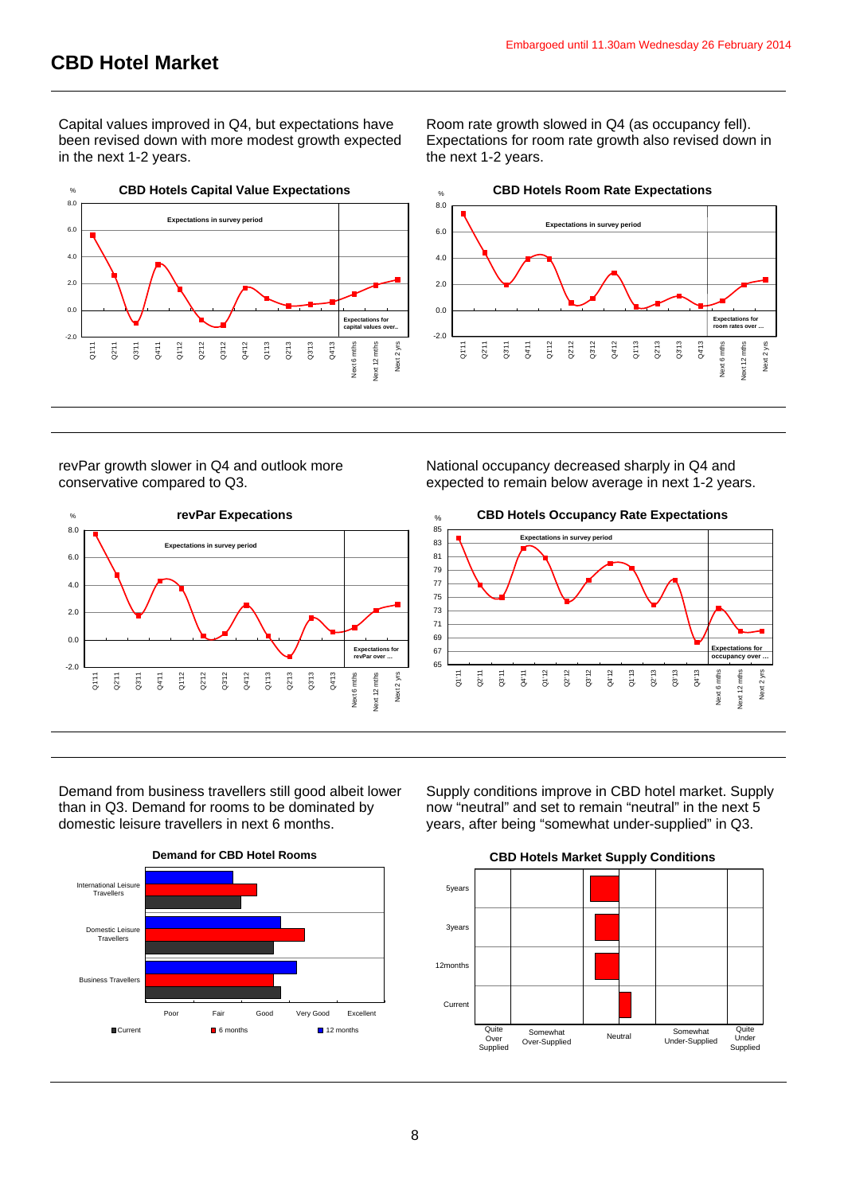Embargoed until 11.30am Wednesday 26 February 2014

# CBD Hotel Market

Capital values improved in Q4, but expectations have been revised down with more modest growth expected in the next 1-2 years.

**CBD Hotels Capital Value Expectations**

Room rate growth slowed in Q4 (as occupancy fell). Expectations for room rate growth also revised down in the next 1-2 years.

**CBD Hotels Room Rate Expectations**

revPar growth slower in Q4 and outlook more conservative compared to Q3.

**revPar Expecations**

National occupancy decreased sharply in Q4 and expected to remain below average in next 1-2 years.

**CBD Hotels Occupancy Rate Expectations**

Demand from business travellers still good albeit lower than in Q3. Demand for rooms to be dominated by domestic leisure travellers in next 6 months.

**Demand for CBD Hotel Rooms**

Supply conditions improve in CBD hotel market. Supply now "neutral" and set to remain "neutral" in the next 5 years, after being "somewhat under-supplied" in Q3.

**CBD Hotels Market Supply Conditions**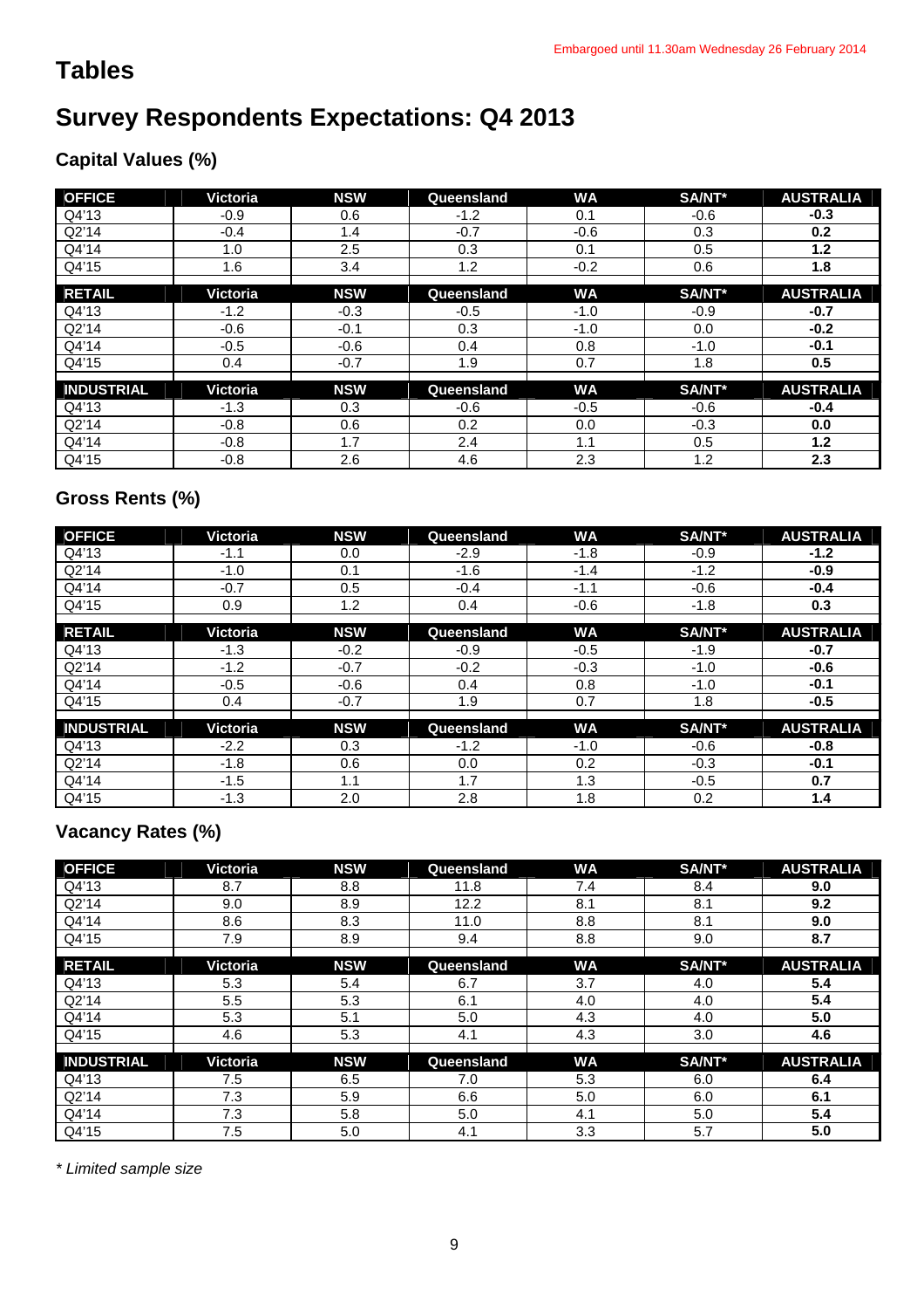Embargoed until 11.30am Wednesday 26 February 2014

# Tables

# Survey Respondents Expectations: Q4 2013

## Capital Values (%)

| OFFICE | Victoria | NSW | Queensland | WA | SA/NT* | AUSTRALIA |
|---|---|---|---|---|---|---|
| Q4'13 | -0.9 | 0.6 | -1.2 | 0.1 | -0.6 | **-0.3** |
| Q2'14 | -0.4 | 1.4 | -0.7 | -0.6 | 0.3 | **0.2** |
| Q4'14 | 1.0 | 2.5 | 0.3 | 0.1 | 0.5 | **1.2** |
| Q4'15 | 1.6 | 3.4 | 1.2 | -0.2 | 0.6 | **1.8** |
| **RETAIL** | **Victoria** | **NSW** | **Queensland** | **WA** | **SA/NT*** | **AUSTRALIA** |
| Q4'13 | -1.2 | -0.3 | -0.5 | -1.0 | -0.9 | **-0.7** |
| Q2'14 | -0.6 | -0.1 | 0.3 | -1.0 | 0.0 | **-0.2** |
| Q4'14 | -0.5 | -0.6 | 0.4 | 0.8 | -1.0 | **-0.1** |
| Q4'15 | 0.4 | -0.7 | 1.9 | 0.7 | 1.8 | **0.5** |
| **INDUSTRIAL** | **Victoria** | **NSW** | **Queensland** | **WA** | **SA/NT*** | **AUSTRALIA** |
| Q4'13 | -1.3 | 0.3 | -0.6 | -0.5 | -0.6 | **-0.4** |
| Q2'14 | -0.8 | 0.6 | 0.2 | 0.0 | -0.3 | **0.0** |
| Q4'14 | -0.8 | 1.7 | 2.4 | 1.1 | 0.5 | **1.2** |
| Q4'15 | -0.8 | 2.6 | 4.6 | 2.3 | 1.2 | **2.3** |

## Gross Rents (%)

| OFFICE | Victoria | NSW | Queensland | WA | SA/NT* | AUSTRALIA |
|---|---|---|---|---|---|---|
| Q4'13 | -1.1 | 0.0 | -2.9 | -1.8 | -0.9 | **-1.2** |
| Q2'14 | -1.0 | 0.1 | -1.6 | -1.4 | -1.2 | **-0.9** |
| Q4'14 | -0.7 | 0.5 | -0.4 | -1.1 | -0.6 | **-0.4** |
| Q4'15 | 0.9 | 1.2 | 0.4 | -0.6 | -1.8 | **0.3** |
| **RETAIL** | **Victoria** | **NSW** | **Queensland** | **WA** | **SA/NT*** | **AUSTRALIA** |
| Q4'13 | -1.3 | -0.2 | -0.9 | -0.5 | -1.9 | **-0.7** |
| Q2'14 | -1.2 | -0.7 | -0.2 | -0.3 | -1.0 | **-0.6** |
| Q4'14 | -0.5 | -0.6 | 0.4 | 0.8 | -1.0 | **-0.1** |
| Q4'15 | 0.4 | -0.7 | 1.9 | 0.7 | 1.8 | **-0.5** |
| **INDUSTRIAL** | **Victoria** | **NSW** | **Queensland** | **WA** | **SA/NT*** | **AUSTRALIA** |
| Q4'13 | -2.2 | 0.3 | -1.2 | -1.0 | -0.6 | **-0.8** |
| Q2'14 | -1.8 | 0.6 | 0.0 | 0.2 | -0.3 | **-0.1** |
| Q4'14 | -1.5 | 1.1 | 1.7 | 1.3 | -0.5 | **0.7** |
| Q4'15 | -1.3 | 2.0 | 2.8 | 1.8 | 0.2 | **1.4** |

## Vacancy Rates (%)

| OFFICE | Victoria | NSW | Queensland | WA | SA/NT* | AUSTRALIA |
|---|---|---|---|---|---|---|
| Q4'13 | 8.7 | 8.8 | 11.8 | 7.4 | 8.4 | **9.0** |
| Q2'14 | 9.0 | 8.9 | 12.2 | 8.1 | 8.1 | **9.2** |
| Q4'14 | 8.6 | 8.3 | 11.0 | 8.8 | 8.1 | **9.0** |
| Q4'15 | 7.9 | 8.9 | 9.4 | 8.8 | 9.0 | **8.7** |
| **RETAIL** | **Victoria** | **NSW** | **Queensland** | **WA** | **SA/NT*** | **AUSTRALIA** |
| Q4'13 | 5.3 | 5.4 | 6.7 | 3.7 | 4.0 | **5.4** |
| Q2'14 | 5.5 | 5.3 | 6.1 | 4.0 | 4.0 | **5.4** |
| Q4'14 | 5.3 | 5.1 | 5.0 | 4.3 | 4.0 | **5.0** |
| Q4'15 | 4.6 | 5.3 | 4.1 | 4.3 | 3.0 | **4.6** |
| **INDUSTRIAL** | **Victoria** | **NSW** | **Queensland** | **WA** | **SA/NT*** | **AUSTRALIA** |
| Q4'13 | 7.5 | 6.5 | 7.0 | 5.3 | 6.0 | **6.4** |
| Q2'14 | 7.3 | 5.9 | 6.6 | 5.0 | 6.0 | **6.1** |
| Q4'14 | 7.3 | 5.8 | 5.0 | 4.1 | 5.0 | **5.4** |
| Q4'15 | 7.5 | 5.0 | 4.1 | 3.3 | 5.7 | **5.0** |

*\* Limited sample size*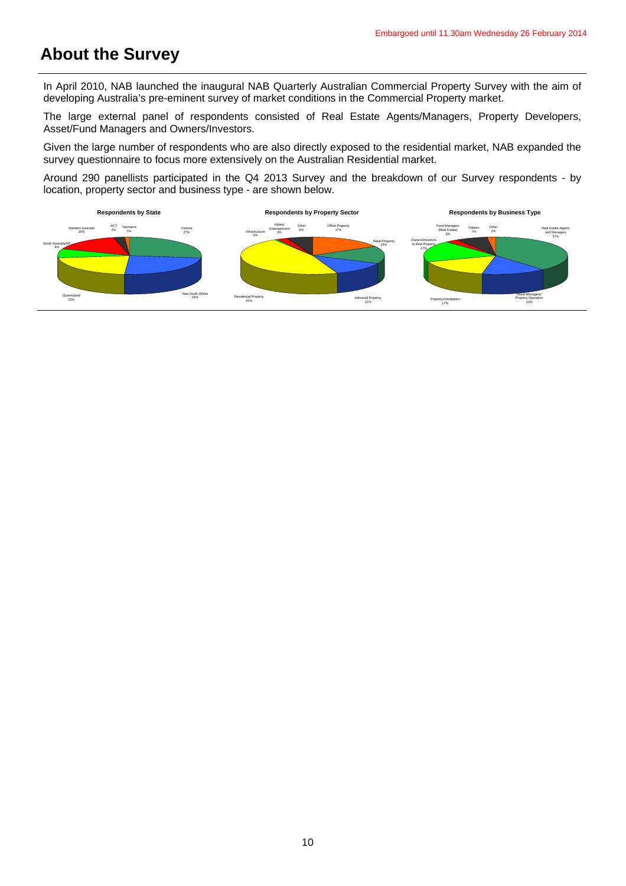# About the Survey

In April 2010, NAB launched the inaugural NAB Quarterly Australian Commercial Property Survey with the aim of developing Australia's pre-eminent survey of market conditions in the Commercial Property market.

The large external panel of respondents consisted of Real Estate Agents/Managers, Property Developers, Asset/Fund Managers and Owners/Investors.

Given the large number of respondents who are also directly exposed to the residential market, NAB expanded the survey questionnaire to focus more extensively on the Australian Residential market.

Around 290 panellists participated in the Q4 2013 Survey and the breakdown of our Survey respondents - by location, property sector and business type - are shown below.

**Respondents by State**

Western Australia 16%, ACT 2%, Tasmania 1%, Victoria 27%, South Australia/NT 8%, Queensland 22%, New South Wales 24%

**Respondents by Property Sector**

Infrastructure 0%, Hotels/Entertainment 3%, Other 6%, Office Property 17%, Retail Property 15%, Residential Property 47%, Industrial Property 12%

**Respondents by Business Type**

Fund Managers (Real Estate) 3%, Valuers 7%, Other 2%, Real Estate Agents and Managers 37%, Owners/Investors in Real Property 17%, Property Developers 17%, Asset Managers/Property Operators 13%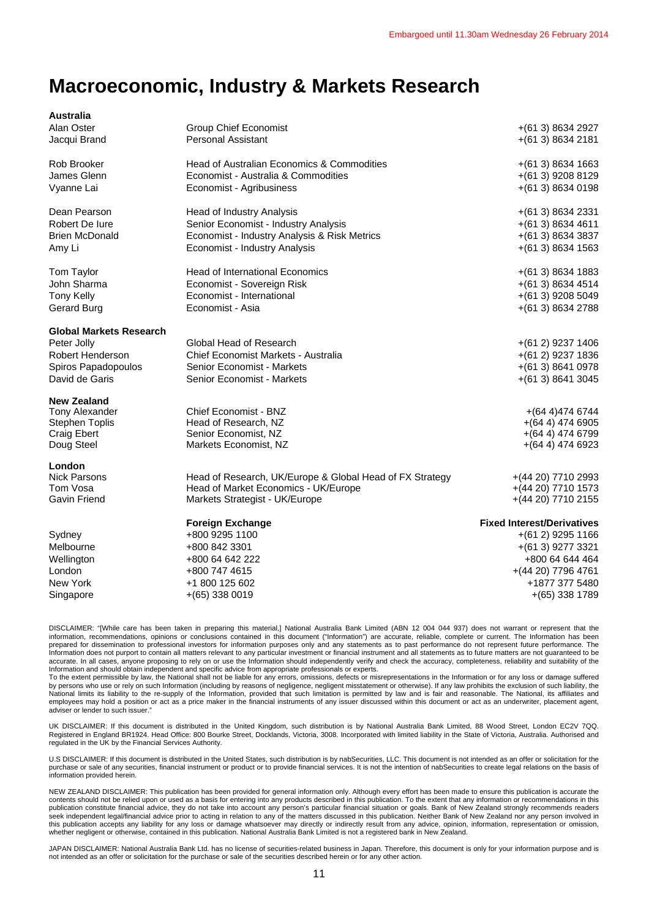Embargoed until 11.30am Wednesday 26 February 2014

# Macroeconomic, Industry & Markets Research

| | | |
|---|---|---|
| **Australia** | | |
| Alan Oster | Group Chief Economist | +(61 3) 8634 2927 |
| Jacqui Brand | Personal Assistant | +(61 3) 8634 2181 |
| | | |
| Rob Brooker | Head of Australian Economics & Commodities | +(61 3) 8634 1663 |
| James Glenn | Economist - Australia & Commodities | +(61 3) 9208 8129 |
| Vyanne Lai | Economist - Agribusiness | +(61 3) 8634 0198 |
| | | |
| Dean Pearson | Head of Industry Analysis | +(61 3) 8634 2331 |
| Robert De Iure | Senior Economist - Industry Analysis | +(61 3) 8634 4611 |
| Brien McDonald | Economist - Industry Analysis & Risk Metrics | +(61 3) 8634 3837 |
| Amy Li | Economist - Industry Analysis | +(61 3) 8634 1563 |
| | | |
| Tom Taylor | Head of International Economics | +(61 3) 8634 1883 |
| John Sharma | Economist - Sovereign Risk | +(61 3) 8634 4514 |
| Tony Kelly | Economist - International | +(61 3) 9208 5049 |
| Gerard Burg | Economist - Asia | +(61 3) 8634 2788 |
| | | |
| **Global Markets Research** | | |
| Peter Jolly | Global Head of Research | +(61 2) 9237 1406 |
| Robert Henderson | Chief Economist Markets - Australia | +(61 2) 9237 1836 |
| Spiros Papadopoulos | Senior Economist - Markets | +(61 3) 8641 0978 |
| David de Garis | Senior Economist - Markets | +(61 3) 8641 3045 |
| | | |
| **New Zealand** | | |
| Tony Alexander | Chief Economist - BNZ | +(64 4)474 6744 |
| Stephen Toplis | Head of Research, NZ | +(64 4) 474 6905 |
| Craig Ebert | Senior Economist, NZ | +(64 4) 474 6799 |
| Doug Steel | Markets Economist, NZ | +(64 4) 474 6923 |
| | | |
| **London** | | |
| Nick Parsons | Head of Research, UK/Europe & Global Head of FX Strategy | +(44 20) 7710 2993 |
| Tom Vosa | Head of Market Economics - UK/Europe | +(44 20) 7710 1573 |
| Gavin Friend | Markets Strategist - UK/Europe | +(44 20) 7710 2155 |

| | **Foreign Exchange** | **Fixed Interest/Derivatives** |
|---|---|---|
| Sydney | +800 9295 1100 | +(61 2) 9295 1166 |
| Melbourne | +800 842 3301 | +(61 3) 9277 3321 |
| Wellington | +800 64 642 222 | +800 64 644 464 |
| London | +800 747 4615 | +(44 20) 7796 4761 |
| New York | +1 800 125 602 | +1877 377 5480 |
| Singapore | +(65) 338 0019 | +(65) 338 1789 |

DISCLAIMER: "[While care has been taken in preparing this material,] National Australia Bank Limited (ABN 12 004 044 937) does not warrant or represent that the information, recommendations, opinions or conclusions contained in this document ("Information") are accurate, reliable, complete or current. The Information has been prepared for dissemination to professional investors for information purposes only and any statements as to past performance do not represent future performance. The Information does not purport to contain all matters relevant to any particular investment or financial instrument and all statements as to future matters are not guaranteed to be accurate. In all cases, anyone proposing to rely on or use the Information should independently verify and check the accuracy, completeness, reliability and suitability of the Information and should obtain independent and specific advice from appropriate professionals or experts.
To the extent permissible by law, the National shall not be liable for any errors, omissions, defects or misrepresentations in the Information or for any loss or damage suffered by persons who use or rely on such Information (including by reasons of negligence, negligent misstatement or otherwise). If any law prohibits the exclusion of such liability, the National limits its liability to the re-supply of the Information, provided that such limitation is permitted by law and is fair and reasonable. The National, its affiliates and employees may hold a position or act as a price maker in the financial instruments of any issuer discussed within this document or act as an underwriter, placement agent, adviser or lender to such issuer."

UK DISCLAIMER: If this document is distributed in the United Kingdom, such distribution is by National Australia Bank Limited, 88 Wood Street, London EC2V 7QQ. Registered in England BR1924. Head Office: 800 Bourke Street, Docklands, Victoria, 3008. Incorporated with limited liability in the State of Victoria, Australia. Authorised and regulated in the UK by the Financial Services Authority.

U.S DISCLAIMER: If this document is distributed in the United States, such distribution is by nabSecurities, LLC. This document is not intended as an offer or solicitation for the purchase or sale of any securities, financial instrument or product or to provide financial services. It is not the intention of nabSecurities to create legal relations on the basis of information provided herein.

NEW ZEALAND DISCLAIMER: This publication has been provided for general information only. Although every effort has been made to ensure this publication is accurate the contents should not be relied upon or used as a basis for entering into any products described in this publication. To the extent that any information or recommendations in this publication constitute financial advice, they do not take into account any person's particular financial situation or goals. Bank of New Zealand strongly recommends readers seek independent legal/financial advice prior to acting in relation to any of the matters discussed in this publication. Neither Bank of New Zealand nor any person involved in this publication accepts any liability for any loss or damage whatsoever may directly or indirectly result from any advice, opinion, information, representation or omission, whether negligent or otherwise, contained in this publication. National Australia Bank Limited is not a registered bank in New Zealand.

JAPAN DISCLAIMER: National Australia Bank Ltd. has no license of securities-related business in Japan. Therefore, this document is only for your information purpose and is not intended as an offer or solicitation for the purchase or sale of the securities described herein or for any other action.